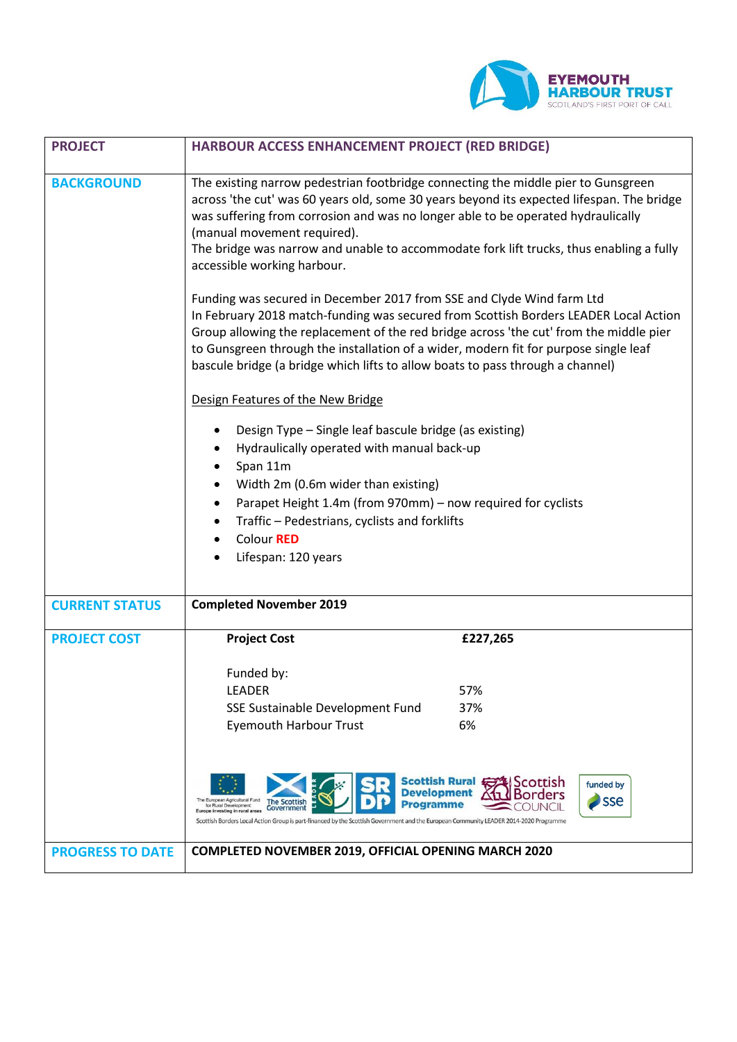EYEMOUTH HARBOUR TRUST
SCOTLAND'S FIRST PORT OF CALL

| **PROJECT** | **HARBOUR ACCESS ENHANCEMENT PROJECT (RED BRIDGE)** |
|---|---|
| **BACKGROUND** | The existing narrow pedestrian footbridge connecting the middle pier to Gunsgreen across 'the cut' was 60 years old, some 30 years beyond its expected lifespan. The bridge was suffering from corrosion and was no longer able to be operated hydraulically (manual movement required).<br>The bridge was narrow and unable to accommodate fork lift trucks, thus enabling a fully accessible working harbour.<br><br>Funding was secured in December 2017 from SSE and Clyde Wind farm Ltd<br>In February 2018 match-funding was secured from Scottish Borders LEADER Local Action Group allowing the replacement of the red bridge across 'the cut' from the middle pier to Gunsgreen through the installation of a wider, modern fit for purpose single leaf bascule bridge (a bridge which lifts to allow boats to pass through a channel)<br><br>Design Features of the New Bridge<br><br>• Design Type – Single leaf bascule bridge (as existing)<br>• Hydraulically operated with manual back-up<br>• Span 11m<br>• Width 2m (0.6m wider than existing)<br>• Parapet Height 1.4m (from 970mm) – now required for cyclists<br>• Traffic – Pedestrians, cyclists and forklifts<br>• Colour **RED**<br>• Lifespan: 120 years |
| **CURRENT STATUS** | **Completed November 2019** |
| **PROJECT COST** | **Project Cost** **£227,265**<br><br>Funded by:<br>LEADER 57%<br>SSE Sustainable Development Fund 37%<br>Eyemouth Harbour Trust 6%<br><br>The European Agricultural Fund for Rural Development: Europe investing in rural areas · The Scottish Government · LEADER · Scottish Rural Development Programme · Scottish Borders Council · funded by SSE<br>Scottish Borders Local Action Group is part-financed by the Scottish Government and the European Community LEADER 2014-2020 Programme |
| **PROGRESS TO DATE** | **COMPLETED NOVEMBER 2019, OFFICIAL OPENING MARCH 2020** |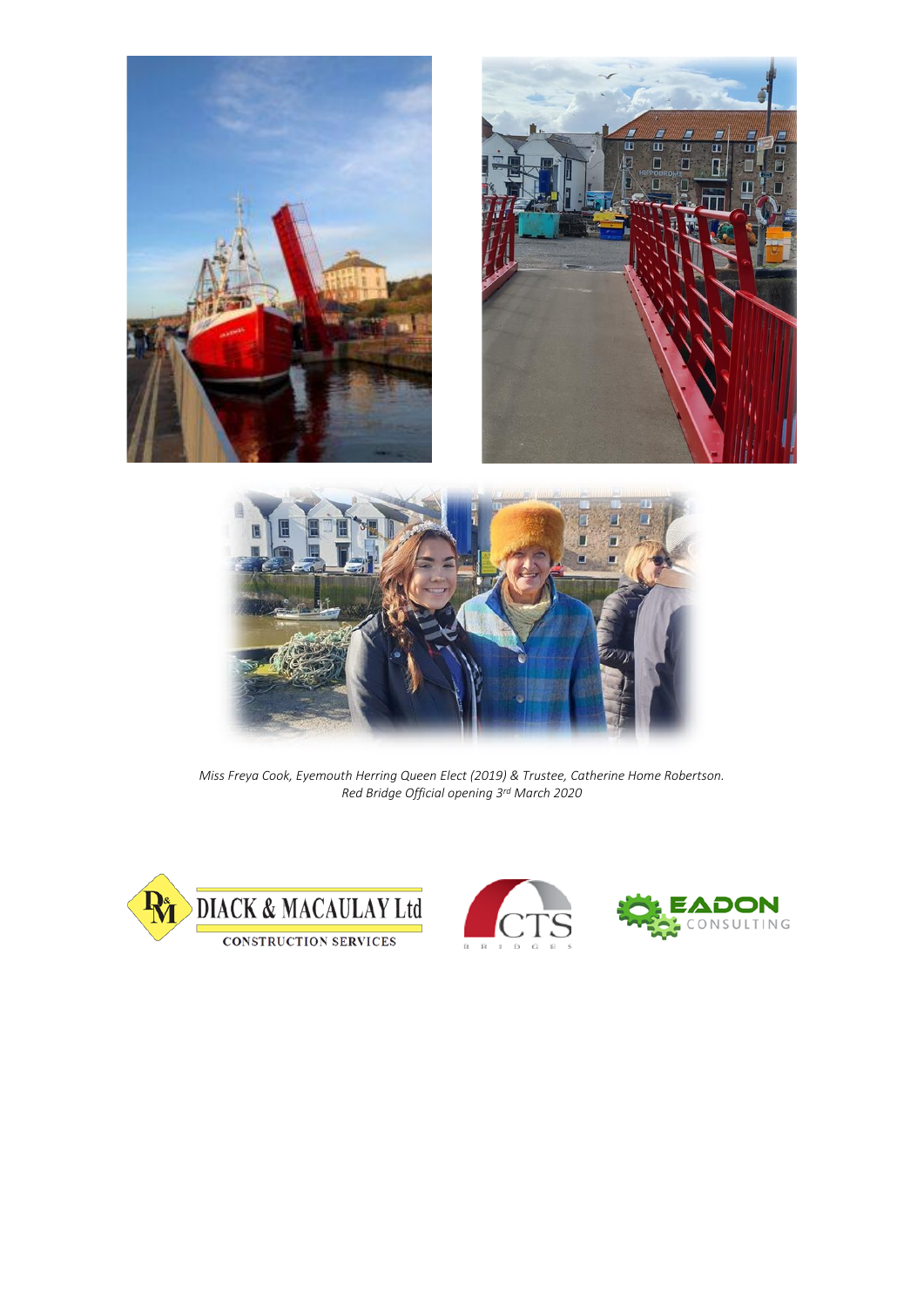*Miss Freya Cook, Eyemouth Herring Queen Elect (2019) & Trustee, Catherine Home Robertson.*
*Red Bridge Official opening 3rd March 2020*